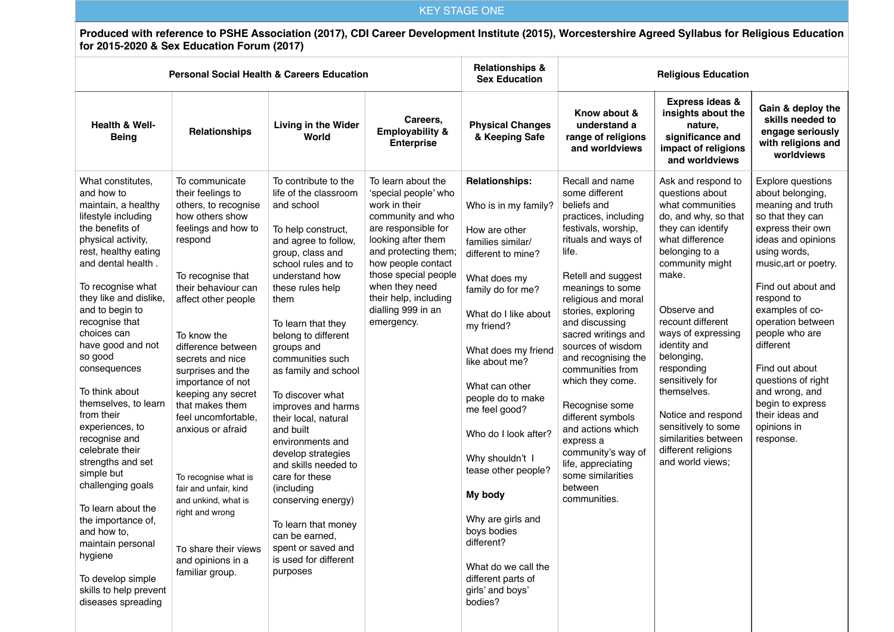# KEY STAGE ONE

**Produced with reference to PSHE Association (2017), CDI Career Development Institute (2015), Worcestershire Agreed Syllabus for Religious Education for 2015-2020 & Sex Education Forum (2017)**

| Personal Social Health & Careers Education | | | | Relationships & Sex Education | Religious Education | | |
|---|---|---|---|---|---|---|---|
| **Health & Well-Being** | **Relationships** | **Living in the Wider World** | **Careers, Employability & Enterprise** | **Physical Changes & Keeping Safe** | **Know about & understand a range of religions and worldviews** | **Express ideas & insights about the nature, significance and impact of religions and worldviews** | **Gain & deploy the skills needed to engage seriously with religions and worldviews** |
| What constitutes, and how to maintain, a healthy lifestyle including the benefits of physical activity, rest, healthy eating and dental health .<br><br>To recognise what they like and dislike, and to begin to recognise that choices can have good and not so good consequences<br><br>To think about themselves, to learn from their experiences, to recognise and celebrate their strengths and set simple but challenging goals<br><br>To learn about the the importance of, and how to, maintain personal hygiene<br><br>To develop simple skills to help prevent diseases spreading | To communicate their feelings to others, to recognise how others show feelings and how to respond<br><br>To recognise that their behaviour can affect other people<br><br>To know the difference between secrets and nice surprises and the importance of not keeping any secret that makes them feel uncomfortable, anxious or afraid<br><br>To recognise what is fair and unfair, kind and unkind, what is right and wrong<br><br>To share their views and opinions in a familiar group. | To contribute to the life of the classroom and school<br><br>To help construct, and agree to follow, group, class and school rules and to understand how these rules help them<br><br>To learn that they belong to different groups and communities such as family and school<br><br>To discover what improves and harms their local, natural and built environments and develop strategies and skills needed to care for these (including conserving energy)<br><br>To learn that money can be earned, spent or saved and is used for different purposes | To learn about the 'special people' who work in their community and who are responsible for looking after them and protecting them; how people contact those special people when they need their help, including dialling 999 in an emergency. | **Relationships:**<br><br>Who is in my family?<br><br>How are other families similar/ different to mine?<br><br>What does my family do for me?<br><br>What do I like about my friend?<br><br>What does my friend like about me?<br><br>What can other people do to make me feel good?<br><br>Who do I look after?<br><br>Why shouldn't I tease other people?<br><br>**My body**<br><br>Why are girls and boys bodies different?<br><br>What do we call the different parts of girls' and boys' bodies? | Recall and name some different beliefs and practices, including festivals, worship, rituals and ways of life.<br><br>Retell and suggest meanings to some religious and moral stories, exploring and discussing sacred writings and sources of wisdom and recognising the communities from which they come.<br><br>Recognise some different symbols and actions which express a community's way of life, appreciating some similarities between communities. | Ask and respond to questions about what communities do, and why, so that they can identify what difference belonging to a community might make.<br><br>Observe and recount different ways of expressing identity and belonging, responding sensitively for themselves.<br><br>Notice and respond sensitively to some similarities between different religions and world views; | Explore questions about belonging, meaning and truth so that they can express their own ideas and opinions using words, music,art or poetry.<br><br>Find out about and respond to examples of co-operation between people who are different<br><br>Find out about questions of right and wrong, and begin to express their ideas and opinions in response. |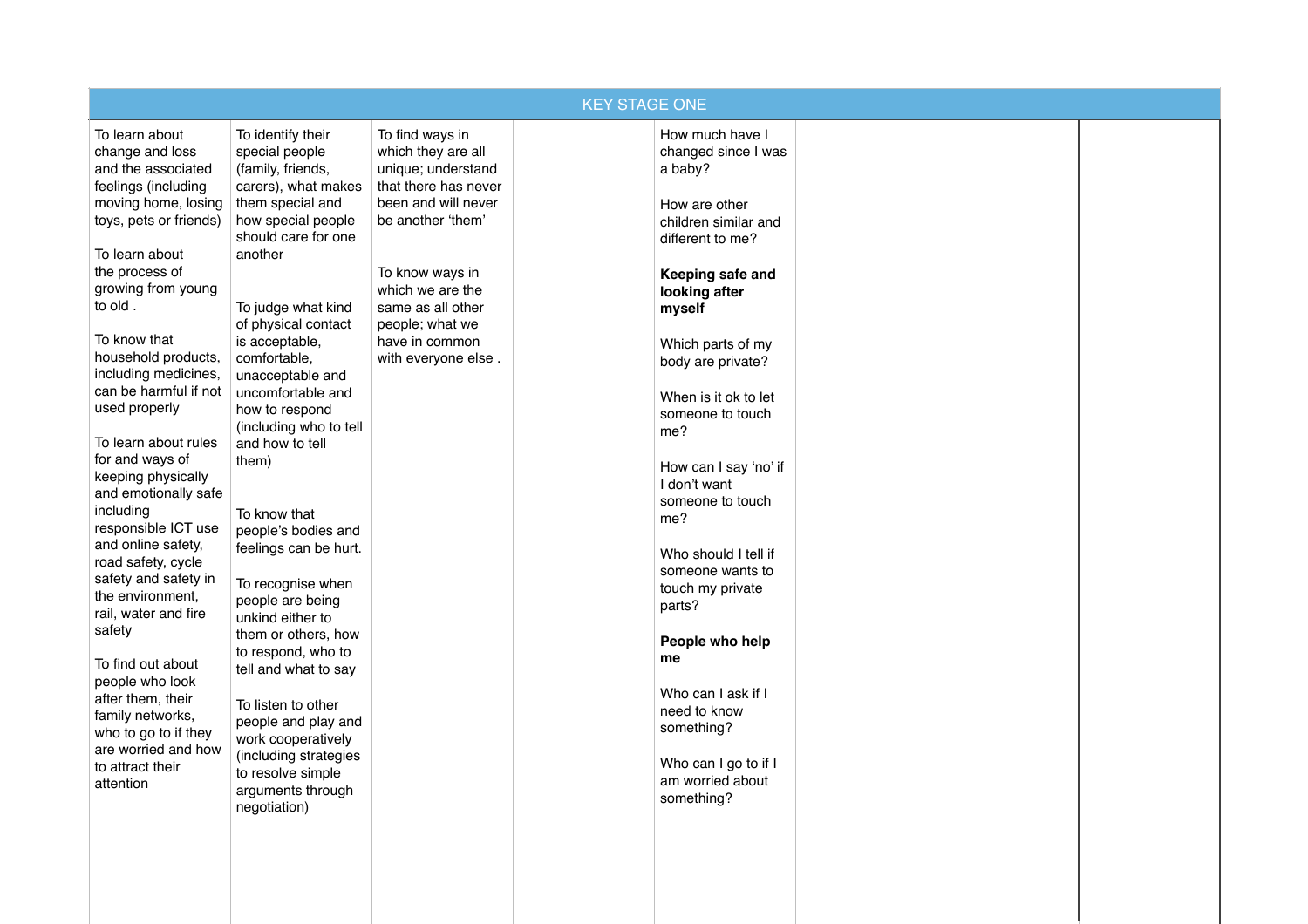| KEY STAGE ONE | | | | | | | | |
|---|---|---|---|---|---|---|---|---|
| To learn about change and loss and the associated feelings (including moving home, losing toys, pets or friends)<br><br>To learn about the process of growing from young to old .<br><br>To know that household products, including medicines, can be harmful if not used properly<br><br>To learn about rules for and ways of keeping physically and emotionally safe including responsible ICT use and online safety, road safety, cycle safety and safety in the environment, rail, water and fire safety<br><br>To find out about people who look after them, their family networks, who to go to if they are worried and how to attract their attention | To identify their special people (family, friends, carers), what makes them special and how special people should care for one another<br><br>To judge what kind of physical contact is acceptable, comfortable, unacceptable and uncomfortable and how to respond (including who to tell and how to tell them)<br><br>To know that people's bodies and feelings can be hurt.<br><br>To recognise when people are being unkind either to them or others, how to respond, who to tell and what to say<br><br>To listen to other people and play and work cooperatively (including strategies to resolve simple arguments through negotiation) | To find ways in which they are all unique; understand that there has never been and will never be another 'them'<br><br>To know ways in which we are the same as all other people; what we have in common with everyone else . | | How much have I changed since I was a baby?<br><br>How are other children similar and different to me?<br><br>**Keeping safe and looking after myself**<br><br>Which parts of my body are private?<br><br>When is it ok to let someone to touch me?<br><br>How can I say 'no' if I don't want someone to touch me?<br><br>Who should I tell if someone wants to touch my private parts?<br><br>**People who help me**<br><br>Who can I ask if I need to know something?<br><br>Who can I go to if I am worried about something? | | | | |